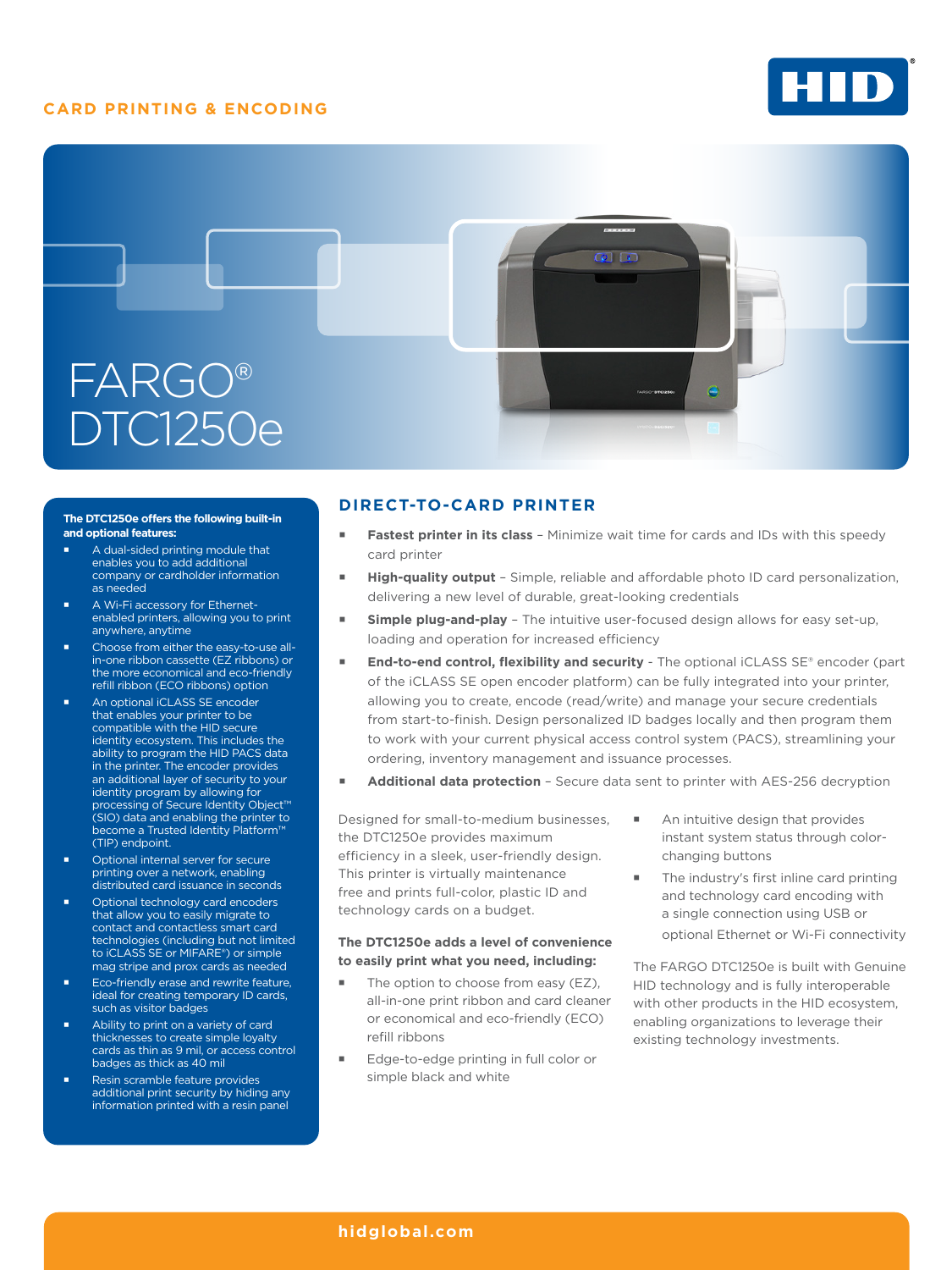CARD PRINTING & ENCODING

# FARGO® DTC1250e

**The DTC1250e offers the following built-in and optional features:**

- A dual-sided printing module that enables you to add additional company or cardholder information as needed
- A Wi-Fi accessory for Ethernet-enabled printers, allowing you to print anywhere, anytime
- Choose from either the easy-to-use all-in-one ribbon cassette (EZ ribbons) or the more economical and eco-friendly refill ribbon (ECO ribbons) option
- An optional iCLASS SE encoder that enables your printer to be compatible with the HID secure identity ecosystem. This includes the ability to program the HID PACS data in the printer. The encoder provides an additional layer of security to your identity program by allowing for processing of Secure Identity Object™ (SIO) data and enabling the printer to become a Trusted Identity Platform™ (TIP) endpoint.
- Optional internal server for secure printing over a network, enabling distributed card issuance in seconds
- Optional technology card encoders that allow you to easily migrate to contact and contactless smart card technologies (including but not limited to iCLASS SE or MIFARE®) or simple mag stripe and prox cards as needed
- Eco-friendly erase and rewrite feature, ideal for creating temporary ID cards, such as visitor badges
- Ability to print on a variety of card thicknesses to create simple loyalty cards as thin as 9 mil, or access control badges as thick as 40 mil
- Resin scramble feature provides additional print security by hiding any information printed with a resin panel

## DIRECT-TO-CARD PRINTER

- **Fastest printer in its class** – Minimize wait time for cards and IDs with this speedy card printer
- **High-quality output** – Simple, reliable and affordable photo ID card personalization, delivering a new level of durable, great-looking credentials
- **Simple plug-and-play** – The intuitive user-focused design allows for easy set-up, loading and operation for increased efficiency
- **End-to-end control, flexibility and security** - The optional iCLASS SE® encoder (part of the iCLASS SE open encoder platform) can be fully integrated into your printer, allowing you to create, encode (read/write) and manage your secure credentials from start-to-finish. Design personalized ID badges locally and then program them to work with your current physical access control system (PACS), streamlining your ordering, inventory management and issuance processes.
- **Additional data protection** – Secure data sent to printer with AES-256 decryption

Designed for small-to-medium businesses, the DTC1250e provides maximum efficiency in a sleek, user-friendly design. This printer is virtually maintenance free and prints full-color, plastic ID and technology cards on a budget.

**The DTC1250e adds a level of convenience to easily print what you need, including:**

- The option to choose from easy (EZ), all-in-one print ribbon and card cleaner or economical and eco-friendly (ECO) refill ribbons
- Edge-to-edge printing in full color or simple black and white
- An intuitive design that provides instant system status through color-changing buttons
- The industry's first inline card printing and technology card encoding with a single connection using USB or optional Ethernet or Wi-Fi connectivity

The FARGO DTC1250e is built with Genuine HID technology and is fully interoperable with other products in the HID ecosystem, enabling organizations to leverage their existing technology investments.

hidglobal.com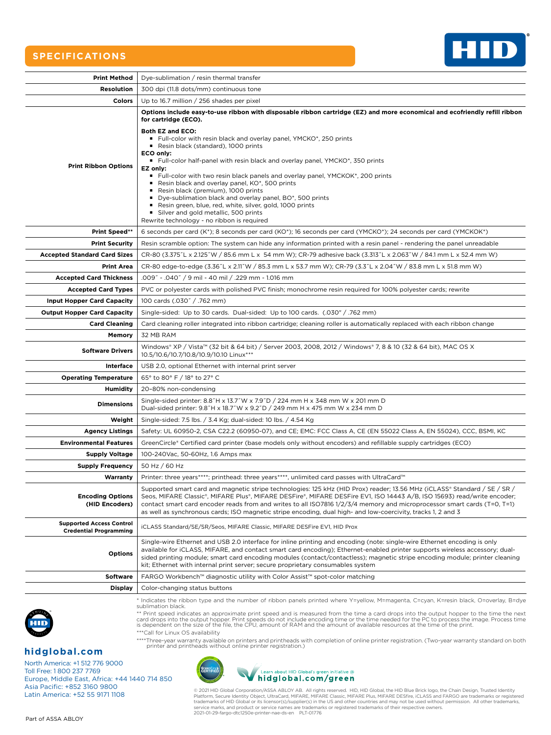## SPECIFICATIONS

| | |
|---|---|
| **Print Method** | Dye-sublimation / resin thermal transfer |
| **Resolution** | 300 dpi (11.8 dots/mm) continuous tone |
| **Colors** | Up to 16.7 million / 256 shades per pixel |
| **Print Ribbon Options** | **Options include easy-to-use ribbon with disposable ribbon cartridge (EZ) and more economical and ecofriendly refill ribbon for cartridge (ECO).**<br><br>**Both EZ and ECO:**<br>▪ Full-color with resin black and overlay panel, YMCKO*, 250 prints<br>▪ Resin black (standard), 1000 prints<br>**ECO only:**<br>▪ Full-color half-panel with resin black and overlay panel, YMCKO*, 350 prints<br>**EZ only:**<br>▪ Full-color with two resin black panels and overlay panel, YMCKOK*, 200 prints<br>▪ Resin black and overlay panel, KO*, 500 prints<br>▪ Resin black (premium), 1000 prints<br>▪ Dye-sublimation black and overlay panel, BO*, 500 prints<br>▪ Resin green, blue, red, white, silver, gold, 1000 prints<br>▪ Silver and gold metallic, 500 prints<br>Rewrite technology - no ribbon is required |
| **Print Speed**** | 6 seconds per card (K*); 8 seconds per card (KO*); 16 seconds per card (YMCKO*); 24 seconds per card (YMCKOK*) |
| **Print Security** | Resin scramble option: The system can hide any information printed with a resin panel - rendering the panel unreadable |
| **Accepted Standard Card Sizes** | CR-80 (3.375˝L x 2.125˝W / 85.6 mm L x 54 mm W); CR-79 adhesive back (3.313˝L x 2.063˝W / 84.1 mm L x 52.4 mm W) |
| **Print Area** | CR-80 edge-to-edge (3.36˝L x 2.11˝W / 85.3 mm L x 53.7 mm W); CR-79 (3.3˝L x 2.04˝W / 83.8 mm L x 51.8 mm W) |
| **Accepted Card Thickness** | .009˝ - .040˝ / 9 mil - 40 mil / .229 mm - 1.016 mm |
| **Accepted Card Types** | PVC or polyester cards with polished PVC finish; monochrome resin required for 100% polyester cards; rewrite |
| **Input Hopper Card Capacity** | 100 cards (.030˝ / .762 mm) |
| **Output Hopper Card Capacity** | Single-sided: Up to 30 cards. Dual-sided: Up to 100 cards. (.030" / .762 mm) |
| **Card Cleaning** | Card cleaning roller integrated into ribbon cartridge; cleaning roller is automatically replaced with each ribbon change |
| **Memory** | 32 MB RAM |
| **Software Drivers** | Windows® XP / Vista™ (32 bit & 64 bit) / Server 2003, 2008, 2012 / Windows® 7, 8 & 10 (32 & 64 bit), MAC OS X 10.5/10.6/10.7/10.8/10.9/10.10 Linux*** |
| **Interface** | USB 2.0, optional Ethernet with internal print server |
| **Operating Temperature** | 65° to 80° F / 18° to 27° C |
| **Humidity** | 20–80% non-condensing |
| **Dimensions** | Single-sided printer: 8.8˝H x 13.7˝W x 7.9˝D / 224 mm H x 348 mm W x 201 mm D<br>Dual-sided printer: 9.8˝H x 18.7˝W x 9.2˝D / 249 mm H x 475 mm W x 234 mm D |
| **Weight** | Single-sided: 7.5 lbs. / 3.4 Kg; dual-sided: 10 lbs. / 4.54 Kg |
| **Agency Listings** | Safety: UL 60950-2, CSA C22.2 (60950-07), and CE; EMC: FCC Class A, CE (EN 55022 Class A, EN 55024), CCC, BSMI, KC |
| **Environmental Features** | GreenCircle® Certified card printer (base models only without encoders) and refillable supply cartridges (ECO) |
| **Supply Voltage** | 100-240Vac, 50-60Hz, 1.6 Amps max |
| **Supply Frequency** | 50 Hz / 60 Hz |
| **Warranty** | Printer: three years****; printhead: three years****, unlimited card passes with UltraCard™ |
| **Encoding Options (HID Encoders)** | Supported smart card and magnetic stripe technologies: 125 kHz (HID Prox) reader; 13.56 MHz (iCLASS® Standard / SE / SR / Seos, MIFARE Classic®, MIFARE Plus®, MIFARE DESFire®, MIFARE DESFire EV1, ISO 14443 A/B, ISO 15693) read/write encoder; contact smart card encoder reads from and writes to all ISO7816 1/2/3/4 memory and microprocessor smart cards (T=0, T=1) as well as synchronous cards; ISO magnetic stripe encoding, dual high- and low-coercivity, tracks 1, 2 and 3 |
| **Supported Access Control Credential Programming** | iCLASS Standard/SE/SR/Seos, MIFARE Classic, MIFARE DESFire EV1, HID Prox |
| **Options** | Single-wire Ethernet and USB 2.0 interface for inline printing and encoding (note: single-wire Ethernet encoding is only available for iCLASS, MIFARE, and contact smart card encoding); Ethernet-enabled printer supports wireless accessory; dual-sided printing module; smart card encoding modules (contact/contactless); magnetic stripe encoding module; printer cleaning kit; Ethernet with internal print server; secure proprietary consumables system |
| **Software** | FARGO Workbench™ diagnostic utility with Color Assist™ spot-color matching |
| **Display** | Color-changing status buttons |

\* Indicates the ribbon type and the number of ribbon panels printed where Y=yellow, M=magenta, C=cyan, K=resin black, O=overlay, B=dye sublimation black.

** Print speed indicates an approximate print speed and is measured from the time a card drops into the output hopper to the time the next card drops into the output hopper. Print speeds do not include encoding time or the time needed for the PC to process the image. Process time is dependent on the size of the file, the CPU, amount of RAM and the amount of available resources at the time of the print.

***Call for Linux OS availability

****Three-year warranty available on printers and printheads with completion of online printer registration. (Two-year warranty standard on both printer and printheads without online printer registration.)

**hidglobal.com**

North America: +1 512 776 9000
Toll Free: 1 800 237 7769
Europe, Middle East, Africa: +44 1440 714 850
Asia Pacific: +852 3160 9800
Latin America: +52 55 9171 1108

Learn about HID Global's green initiative @ **hidglobal.com/green**

© 2021 HID Global Corporation/ASSA ABLOY AB. All rights reserved. HID, HID Global, the HID Blue Brick logo, the Chain Design, Trusted Identity Platform, Secure Identity Object, UltraCard, MIFARE, MIFARE Classic, MIFARE Plus, MIFARE DESFire, iCLASS and FARGO are trademarks or registered trademarks of HID Global or its licensor(s)/supplier(s) in the US and other countries and may not be used without permission. All other trademarks, service marks, and product or service names are trademarks or registered trademarks of their respective owners.
2021-01-29-fargo-dtc1250e-printer-nae-ds-en PLT-01776

Part of ASSA ABLOY